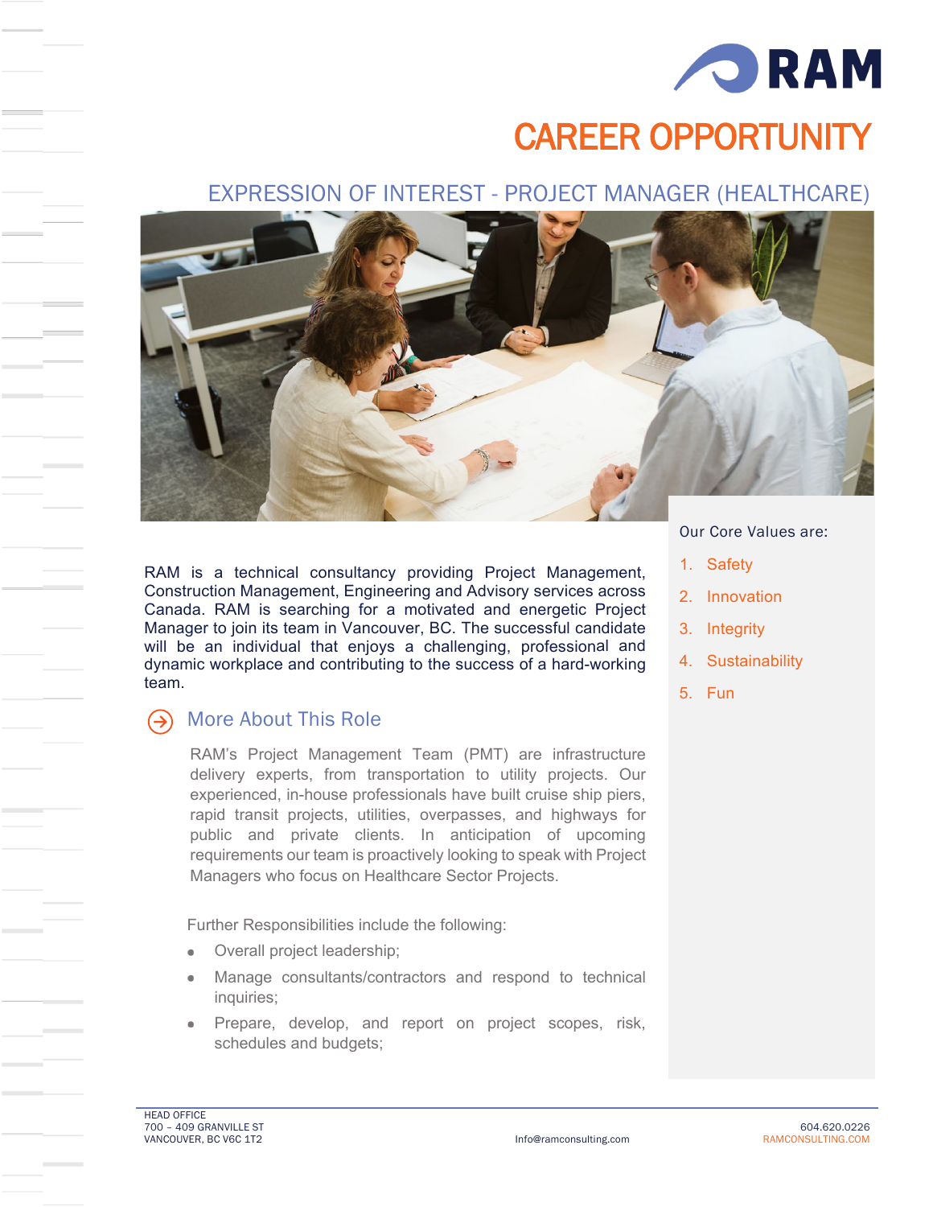RAM

# CAREER OPPORTUNITY

## EXPRESSION OF INTEREST - PROJECT MANAGER (HEALTHCARE)

RAM is a technical consultancy providing Project Management, Construction Management, Engineering and Advisory services across Canada. RAM is searching for a motivated and energetic Project Manager to join its team in Vancouver, BC. The successful candidate will be an individual that enjoys a challenging, professional and dynamic workplace and contributing to the success of a hard-working team.

### More About This Role

RAM's Project Management Team (PMT) are infrastructure delivery experts, from transportation to utility projects. Our experienced, in-house professionals have built cruise ship piers, rapid transit projects, utilities, overpasses, and highways for public and private clients. In anticipation of upcoming requirements our team is proactively looking to speak with Project Managers who focus on Healthcare Sector Projects.

Further Responsibilities include the following:

- Overall project leadership;
- Manage consultants/contractors and respond to technical inquiries;
- Prepare, develop, and report on project scopes, risk, schedules and budgets;

Our Core Values are:

1. Safety
2. Innovation
3. Integrity
4. Sustainability
5. Fun

HEAD OFFICE
700 – 409 GRANVILLE ST
VANCOUVER, BC V6C 1T2

Info@ramconsulting.com

604.620.0226
RAMCONSULTING.COM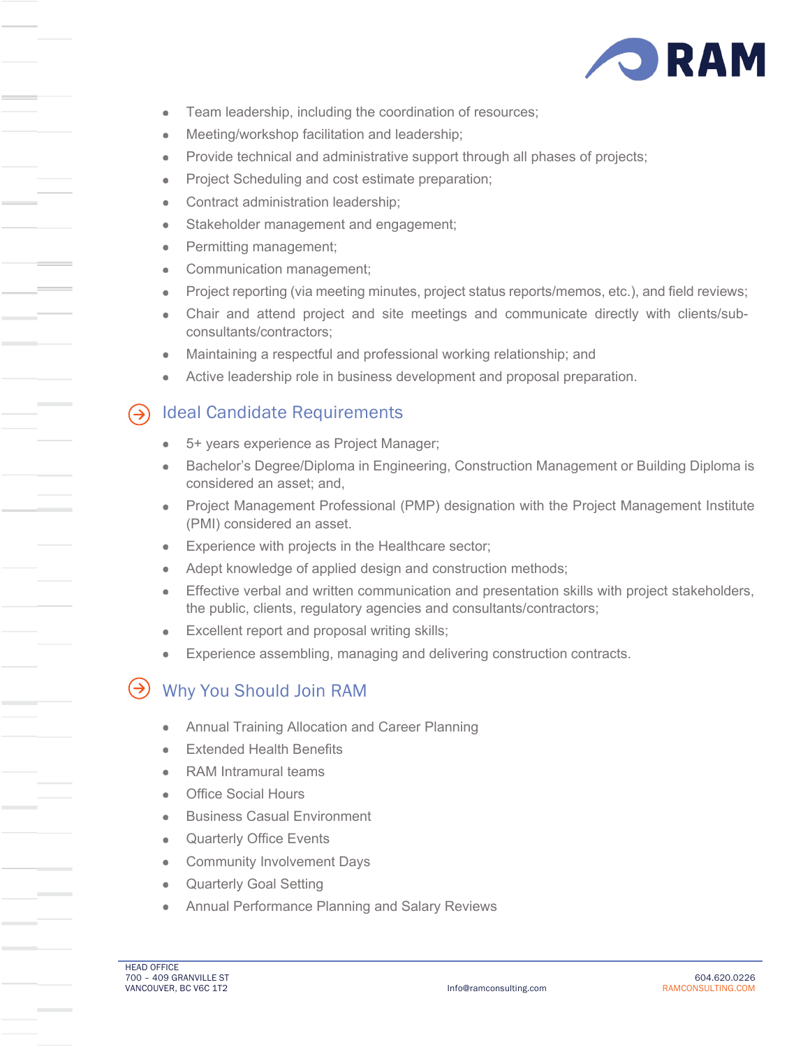- Team leadership, including the coordination of resources;
- Meeting/workshop facilitation and leadership;
- Provide technical and administrative support through all phases of projects;
- Project Scheduling and cost estimate preparation;
- Contract administration leadership;
- Stakeholder management and engagement;
- Permitting management;
- Communication management;
- Project reporting (via meeting minutes, project status reports/memos, etc.), and field reviews;
- Chair and attend project and site meetings and communicate directly with clients/sub-consultants/contractors;
- Maintaining a respectful and professional working relationship; and
- Active leadership role in business development and proposal preparation.

## Ideal Candidate Requirements

- 5+ years experience as Project Manager;
- Bachelor's Degree/Diploma in Engineering, Construction Management or Building Diploma is considered an asset; and,
- Project Management Professional (PMP) designation with the Project Management Institute (PMI) considered an asset.
- Experience with projects in the Healthcare sector;
- Adept knowledge of applied design and construction methods;
- Effective verbal and written communication and presentation skills with project stakeholders, the public, clients, regulatory agencies and consultants/contractors;
- Excellent report and proposal writing skills;
- Experience assembling, managing and delivering construction contracts.

## Why You Should Join RAM

- Annual Training Allocation and Career Planning
- Extended Health Benefits
- RAM Intramural teams
- Office Social Hours
- Business Casual Environment
- Quarterly Office Events
- Community Involvement Days
- Quarterly Goal Setting
- Annual Performance Planning and Salary Reviews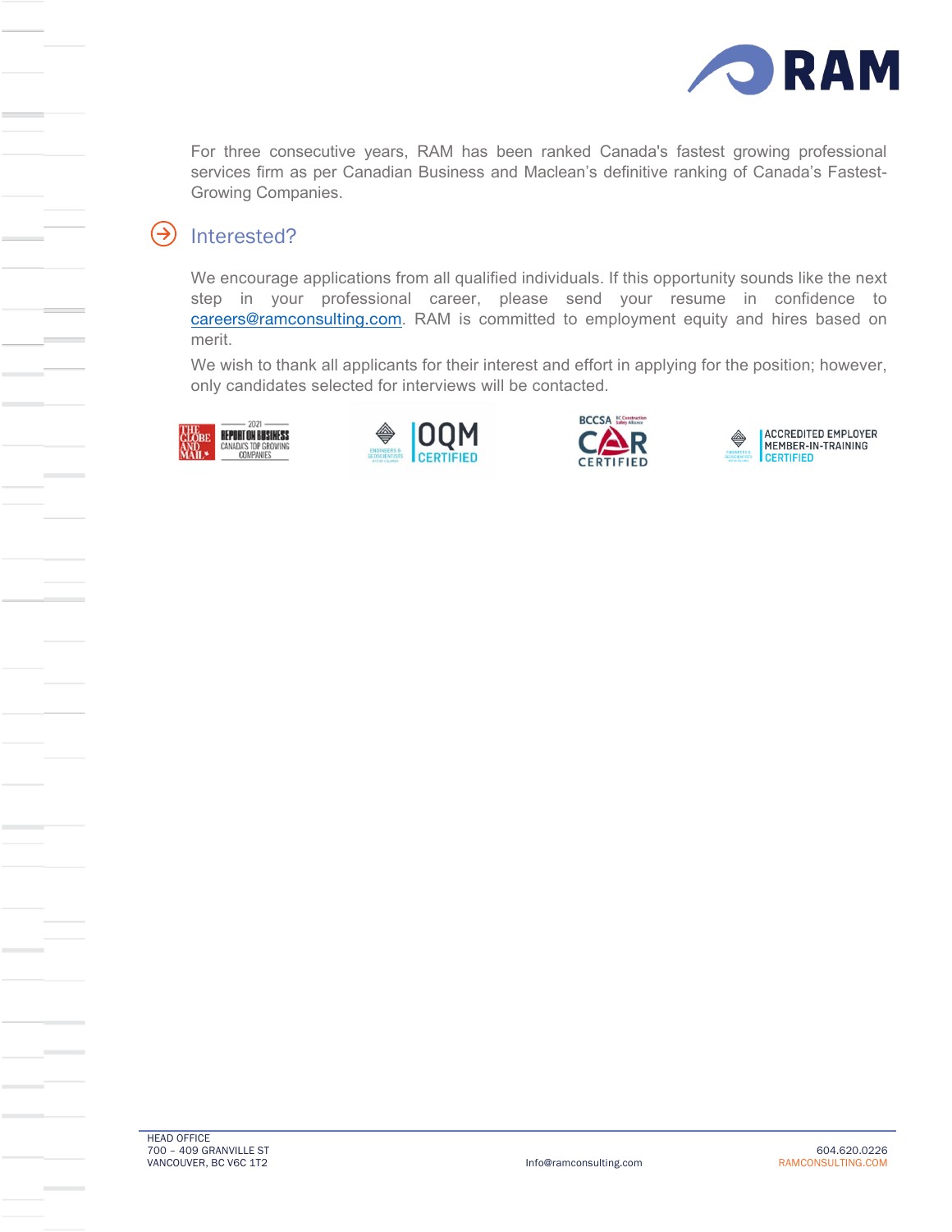For three consecutive years, RAM has been ranked Canada's fastest growing professional services firm as per Canadian Business and Maclean's definitive ranking of Canada's Fastest-Growing Companies.

## Interested?

We encourage applications from all qualified individuals. If this opportunity sounds like the next step in your professional career, please send your resume in confidence to careers@ramconsulting.com. RAM is committed to employment equity and hires based on merit.

We wish to thank all applicants for their interest and effort in applying for the position; however, only candidates selected for interviews will be contacted.

HEAD OFFICE
700 – 409 GRANVILLE ST
VANCOUVER, BC V6C 1T2

Info@ramconsulting.com

604.620.0226
RAMCONSULTING.COM